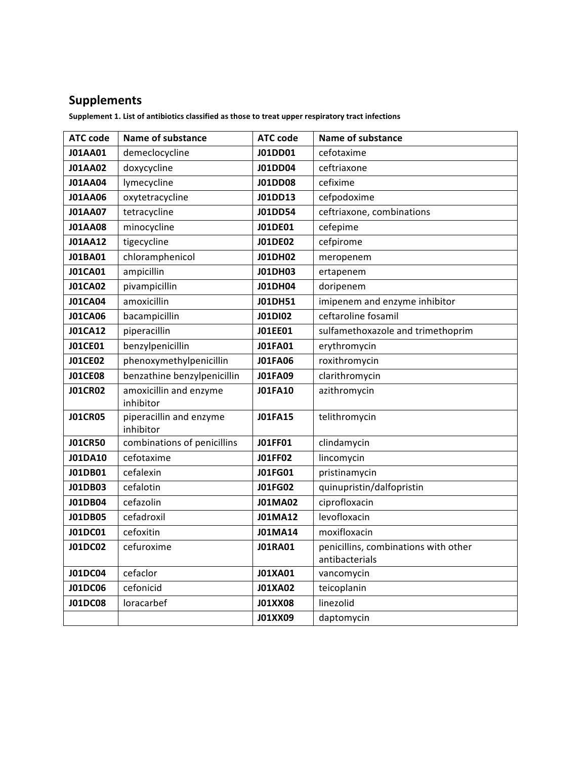# Supplements

**Supplement 1. List of antibiotics classified as those to treat upper respiratory tract infections**

| ATC code | Name of substance | ATC code | Name of substance |
|---|---|---|---|
| **J01AA01** | demeclocycline | **J01DD01** | cefotaxime |
| **J01AA02** | doxycycline | **J01DD04** | ceftriaxone |
| **J01AA04** | lymecycline | **J01DD08** | cefixime |
| **J01AA06** | oxytetracycline | **J01DD13** | cefpodoxime |
| **J01AA07** | tetracycline | **J01DD54** | ceftriaxone, combinations |
| **J01AA08** | minocycline | **J01DE01** | cefepime |
| **J01AA12** | tigecycline | **J01DE02** | cefpirome |
| **J01BA01** | chloramphenicol | **J01DH02** | meropenem |
| **J01CA01** | ampicillin | **J01DH03** | ertapenem |
| **J01CA02** | pivampicillin | **J01DH04** | doripenem |
| **J01CA04** | amoxicillin | **J01DH51** | imipenem and enzyme inhibitor |
| **J01CA06** | bacampicillin | **J01DI02** | ceftaroline fosamil |
| **J01CA12** | piperacillin | **J01EE01** | sulfamethoxazole and trimethoprim |
| **J01CE01** | benzylpenicillin | **J01FA01** | erythromycin |
| **J01CE02** | phenoxymethylpenicillin | **J01FA06** | roxithromycin |
| **J01CE08** | benzathine benzylpenicillin | **J01FA09** | clarithromycin |
| **J01CR02** | amoxicillin and enzyme inhibitor | **J01FA10** | azithromycin |
| **J01CR05** | piperacillin and enzyme inhibitor | **J01FA15** | telithromycin |
| **J01CR50** | combinations of penicillins | **J01FF01** | clindamycin |
| **J01DA10** | cefotaxime | **J01FF02** | lincomycin |
| **J01DB01** | cefalexin | **J01FG01** | pristinamycin |
| **J01DB03** | cefalotin | **J01FG02** | quinupristin/dalfopristin |
| **J01DB04** | cefazolin | **J01MA02** | ciprofloxacin |
| **J01DB05** | cefadroxil | **J01MA12** | levofloxacin |
| **J01DC01** | cefoxitin | **J01MA14** | moxifloxacin |
| **J01DC02** | cefuroxime | **J01RA01** | penicillins, combinations with other antibacterials |
| **J01DC04** | cefaclor | **J01XA01** | vancomycin |
| **J01DC06** | cefonicid | **J01XA02** | teicoplanin |
| **J01DC08** | loracarbef | **J01XX08** | linezolid |
| | | **J01XX09** | daptomycin |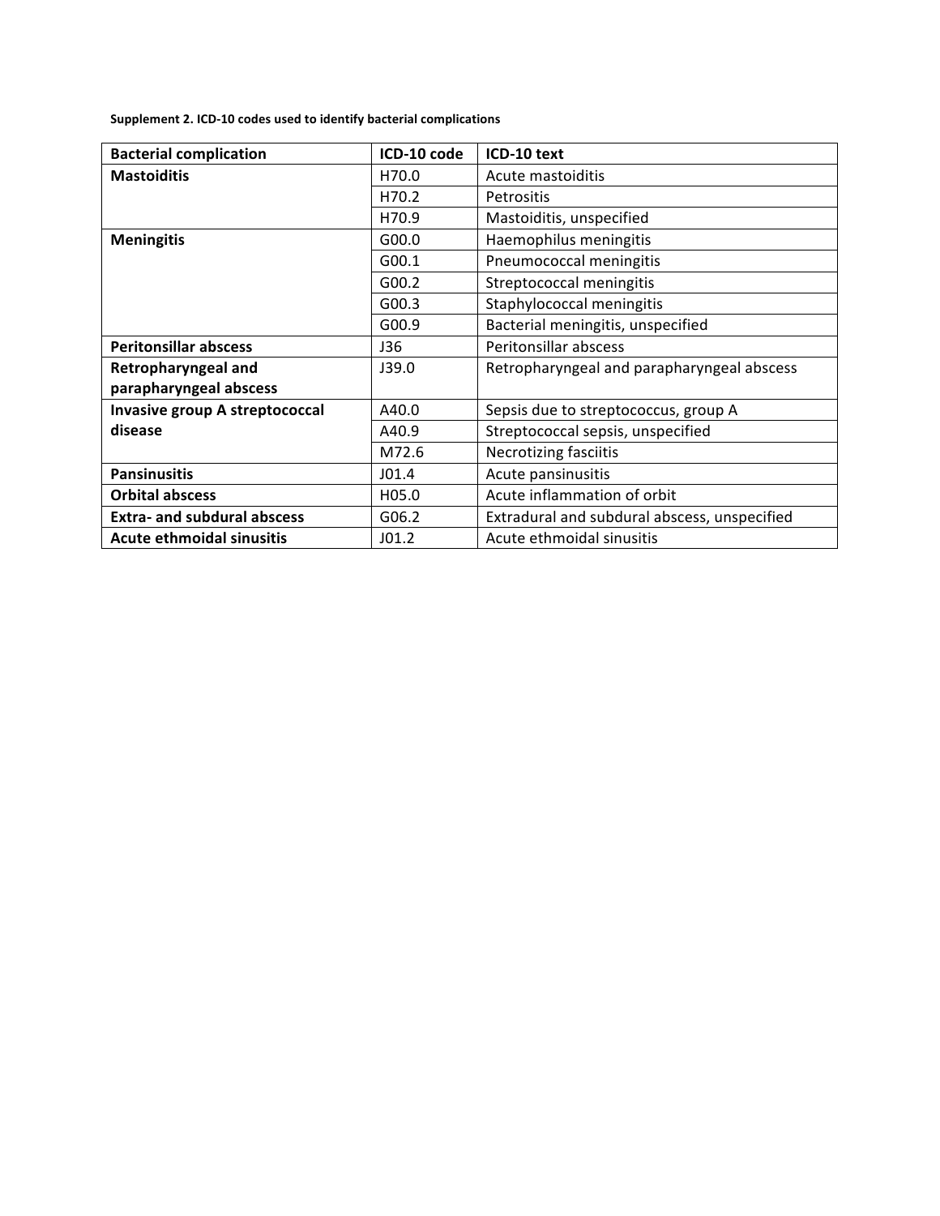**Supplement 2. ICD-10 codes used to identify bacterial complications**

| Bacterial complication | ICD-10 code | ICD-10 text |
| --- | --- | --- |
| **Mastoiditis** | H70.0 | Acute mastoiditis |
| | H70.2 | Petrositis |
| | H70.9 | Mastoiditis, unspecified |
| **Meningitis** | G00.0 | Haemophilus meningitis |
| | G00.1 | Pneumococcal meningitis |
| | G00.2 | Streptococcal meningitis |
| | G00.3 | Staphylococcal meningitis |
| | G00.9 | Bacterial meningitis, unspecified |
| **Peritonsillar abscess** | J36 | Peritonsillar abscess |
| **Retropharyngeal and parapharyngeal abscess** | J39.0 | Retropharyngeal and parapharyngeal abscess |
| **Invasive group A streptococcal disease** | A40.0 | Sepsis due to streptococcus, group A |
| | A40.9 | Streptococcal sepsis, unspecified |
| | M72.6 | Necrotizing fasciitis |
| **Pansinusitis** | J01.4 | Acute pansinusitis |
| **Orbital abscess** | H05.0 | Acute inflammation of orbit |
| **Extra- and subdural abscess** | G06.2 | Extradural and subdural abscess, unspecified |
| **Acute ethmoidal sinusitis** | J01.2 | Acute ethmoidal sinusitis |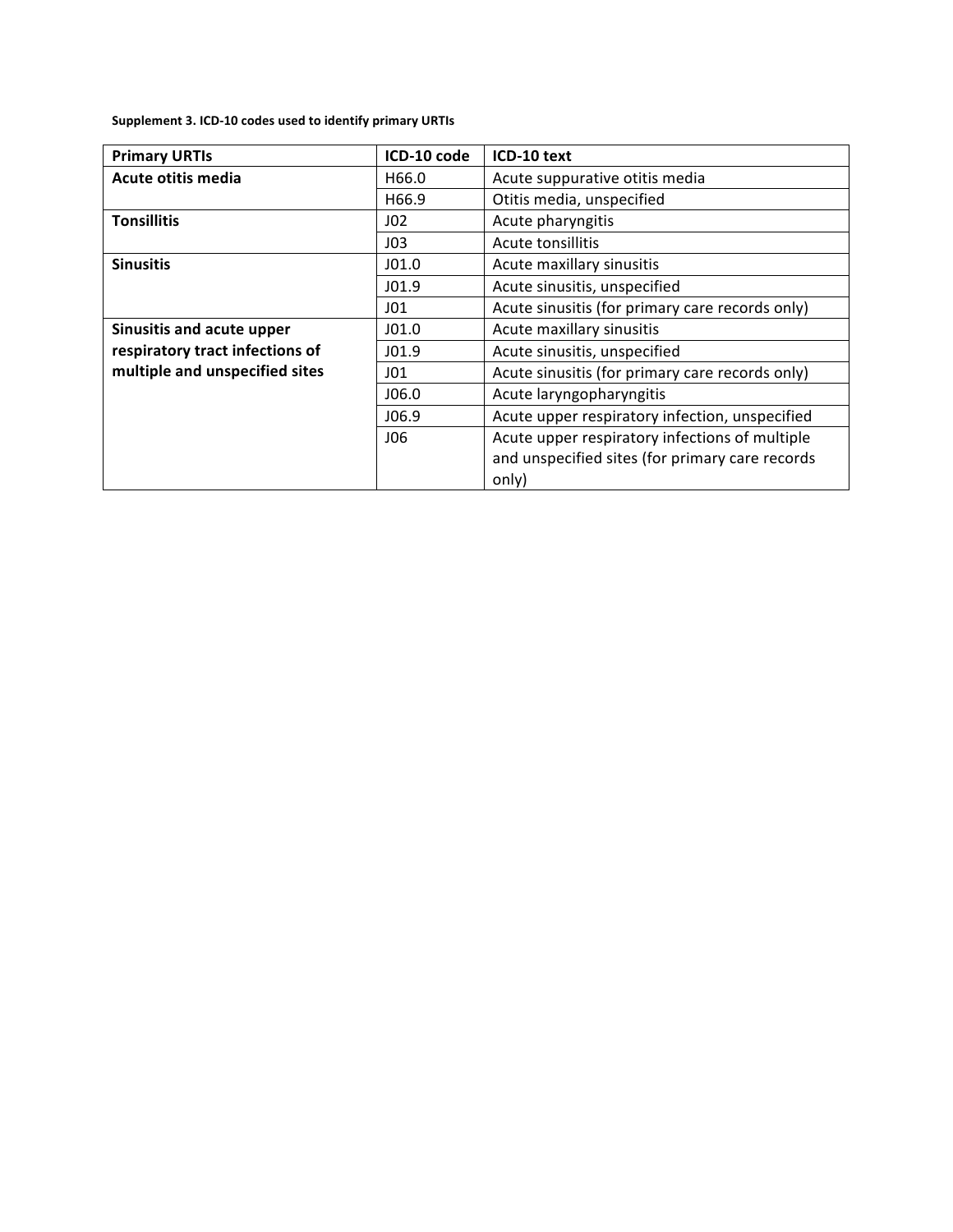**Supplement 3. ICD-10 codes used to identify primary URTIs**

| Primary URTIs | ICD-10 code | ICD-10 text |
|---|---|---|
| **Acute otitis media** | H66.0 | Acute suppurative otitis media |
| | H66.9 | Otitis media, unspecified |
| **Tonsillitis** | J02 | Acute pharyngitis |
| | J03 | Acute tonsillitis |
| **Sinusitis** | J01.0 | Acute maxillary sinusitis |
| | J01.9 | Acute sinusitis, unspecified |
| | J01 | Acute sinusitis (for primary care records only) |
| **Sinusitis and acute upper respiratory tract infections of multiple and unspecified sites** | J01.0 | Acute maxillary sinusitis |
| | J01.9 | Acute sinusitis, unspecified |
| | J01 | Acute sinusitis (for primary care records only) |
| | J06.0 | Acute laryngopharyngitis |
| | J06.9 | Acute upper respiratory infection, unspecified |
| | J06 | Acute upper respiratory infections of multiple and unspecified sites (for primary care records only) |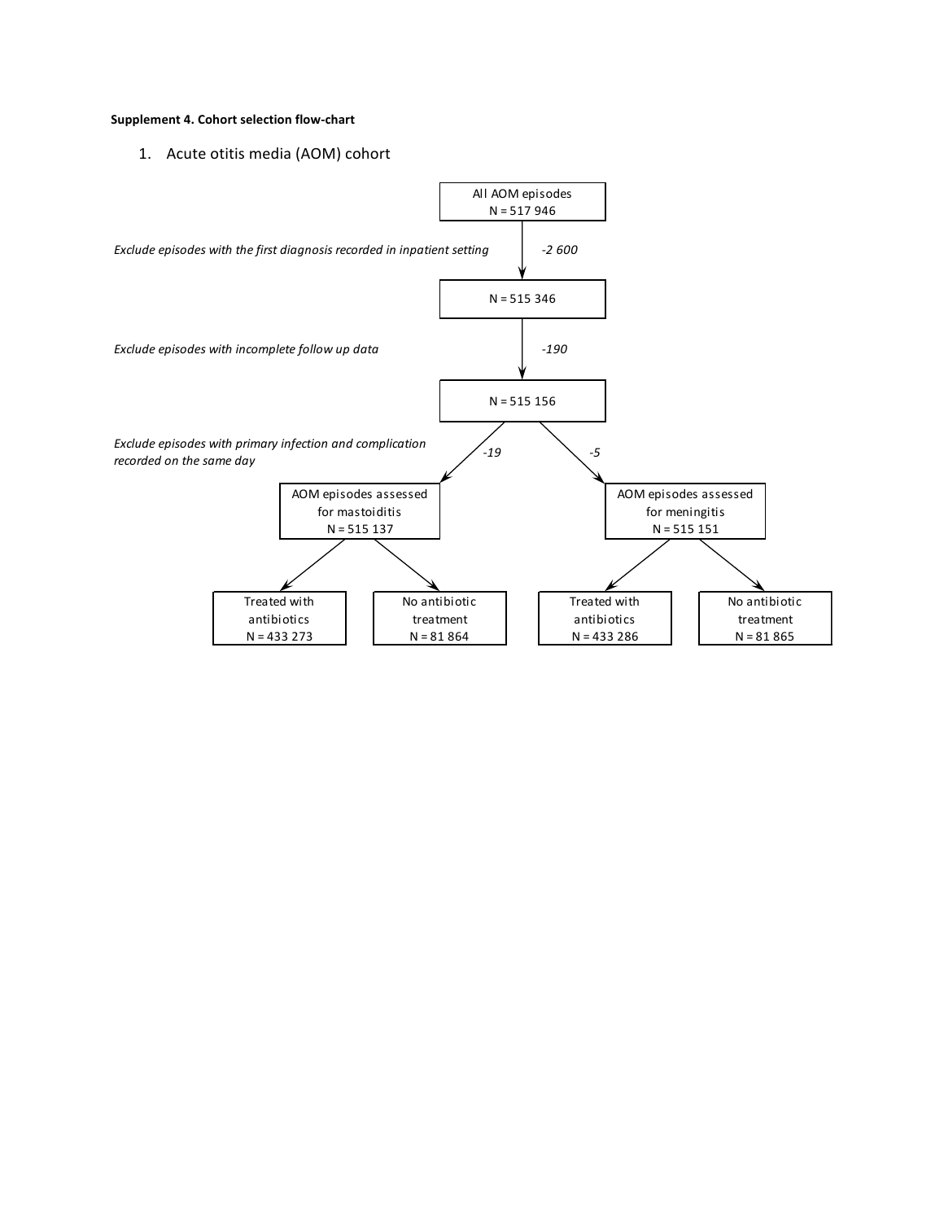**Supplement 4. Cohort selection flow-chart**

1. Acute otitis media (AOM) cohort

All AOM episodes
N = 517 946

*Exclude episodes with the first diagnosis recorded in inpatient setting* *-2 600*

N = 515 346

*Exclude episodes with incomplete follow up data* *-190*

N = 515 156

*Exclude episodes with primary infection and complication recorded on the same day* *-19* *-5*

AOM episodes assessed for mastoiditis
N = 515 137

- Treated with antibiotics
  N = 433 273
- No antibiotic treatment
  N = 81 864

AOM episodes assessed for meningitis
N = 515 151

- Treated with antibiotics
  N = 433 286
- No antibiotic treatment
  N = 81 865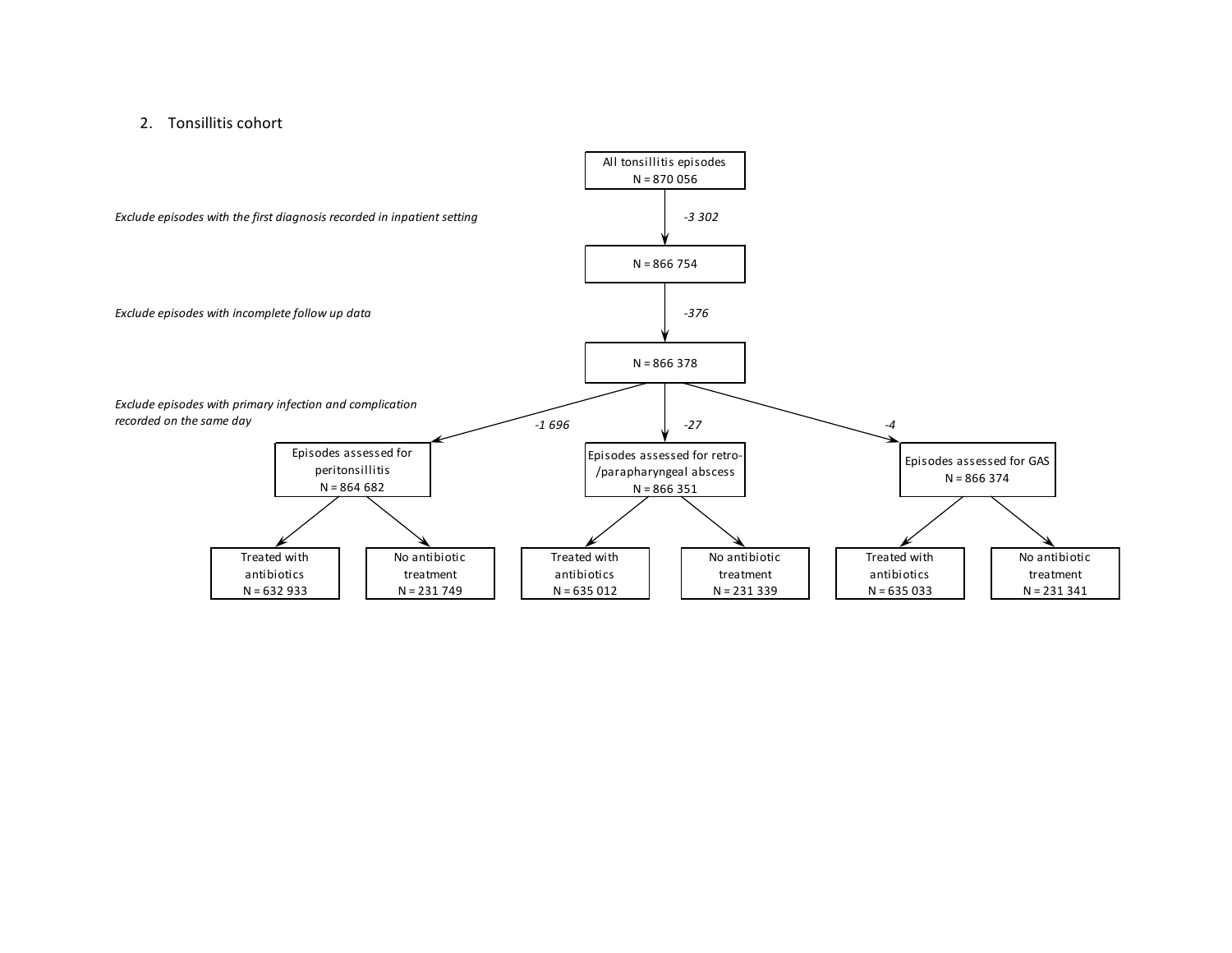2. Tonsillitis cohort

All tonsillitis episodes
N = 870 056

*Exclude episodes with the first diagnosis recorded in inpatient setting*

*-3 302*

N = 866 754

*Exclude episodes with incomplete follow up data*

*-376*

N = 866 378

*Exclude episodes with primary infection and complication recorded on the same day*

*-1 696*

Episodes assessed for peritonsillitis
N = 864 682

- Treated with antibiotics
  N = 632 933
- No antibiotic treatment
  N = 231 749

*-27*

Episodes assessed for retro-/parapharyngeal abscess
N = 866 351

- Treated with antibiotics
  N = 635 012
- No antibiotic treatment
  N = 231 339

*-4*

Episodes assessed for GAS
N = 866 374

- Treated with antibiotics
  N = 635 033
- No antibiotic treatment
  N = 231 341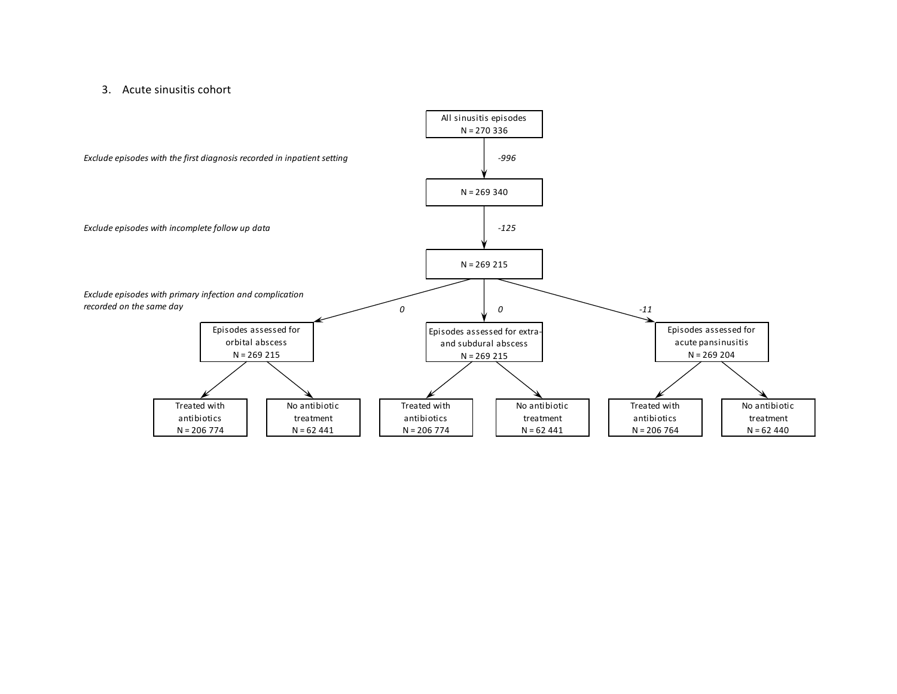3. Acute sinusitis cohort

All sinusitis episodes
N = 270 336

*Exclude episodes with the first diagnosis recorded in inpatient setting* — *-996*

N = 269 340

*Exclude episodes with incomplete follow up data* — *-125*

N = 269 215

*Exclude episodes with primary infection and complication recorded on the same day*

| | Episodes assessed for orbital abscess | Episodes assessed for extra- and subdural abscess | Episodes assessed for acute pansinusitis |
|---|---|---|---|
| Excluded | *0* | *0* | *-11* |
| N | 269 215 | 269 215 | 269 204 |
| Treated with antibiotics | N = 206 774 | N = 206 774 | N = 206 764 |
| No antibiotic treatment | N = 62 441 | N = 62 441 | N = 62 440 |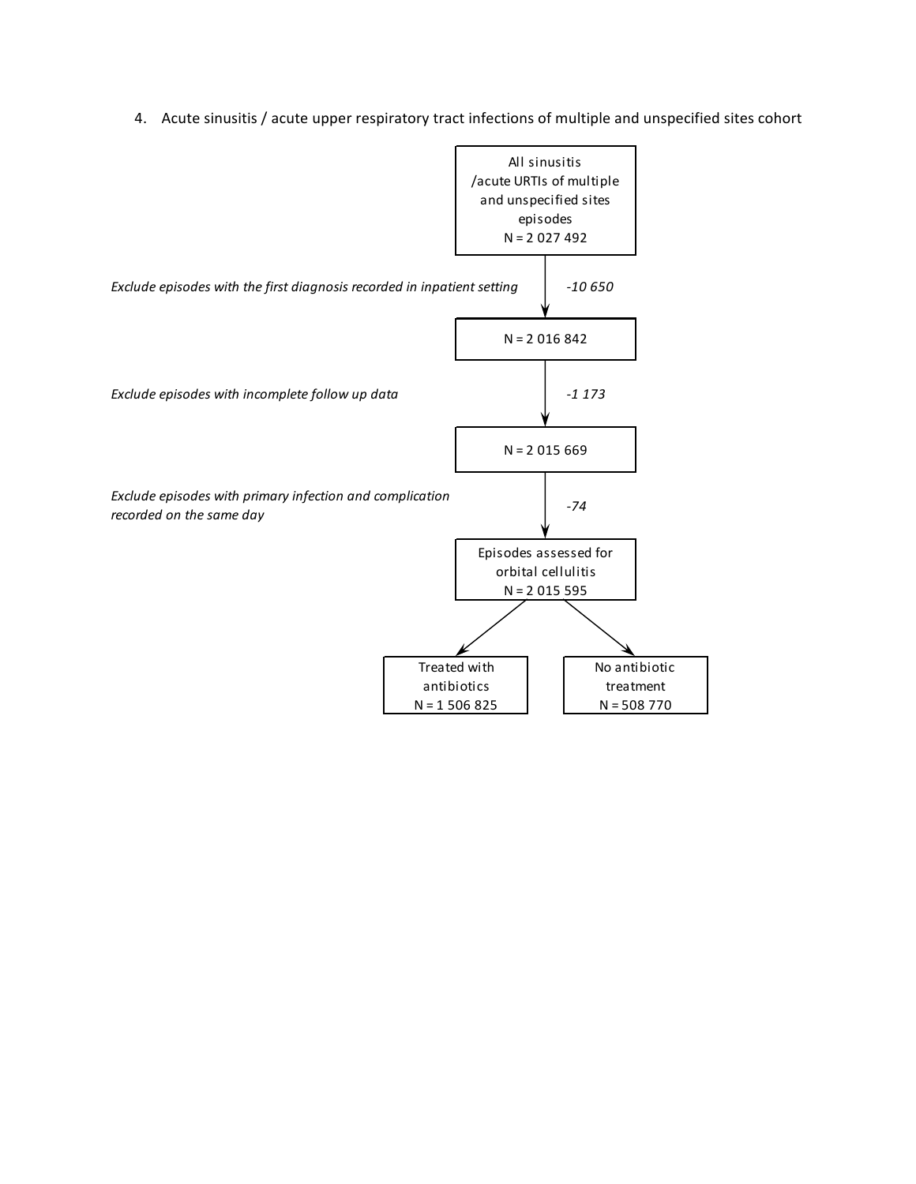4. Acute sinusitis / acute upper respiratory tract infections of multiple and unspecified sites cohort

All sinusitis /acute URTIs of multiple and unspecified sites episodes
N = 2 027 492

*Exclude episodes with the first diagnosis recorded in inpatient setting* *-10 650*

N = 2 016 842

*Exclude episodes with incomplete follow up data* *-1 173*

N = 2 015 669

*Exclude episodes with primary infection and complication recorded on the same day* *-74*

Episodes assessed for orbital cellulitis
N = 2 015 595

Treated with antibiotics
N = 1 506 825

No antibiotic treatment
N = 508 770